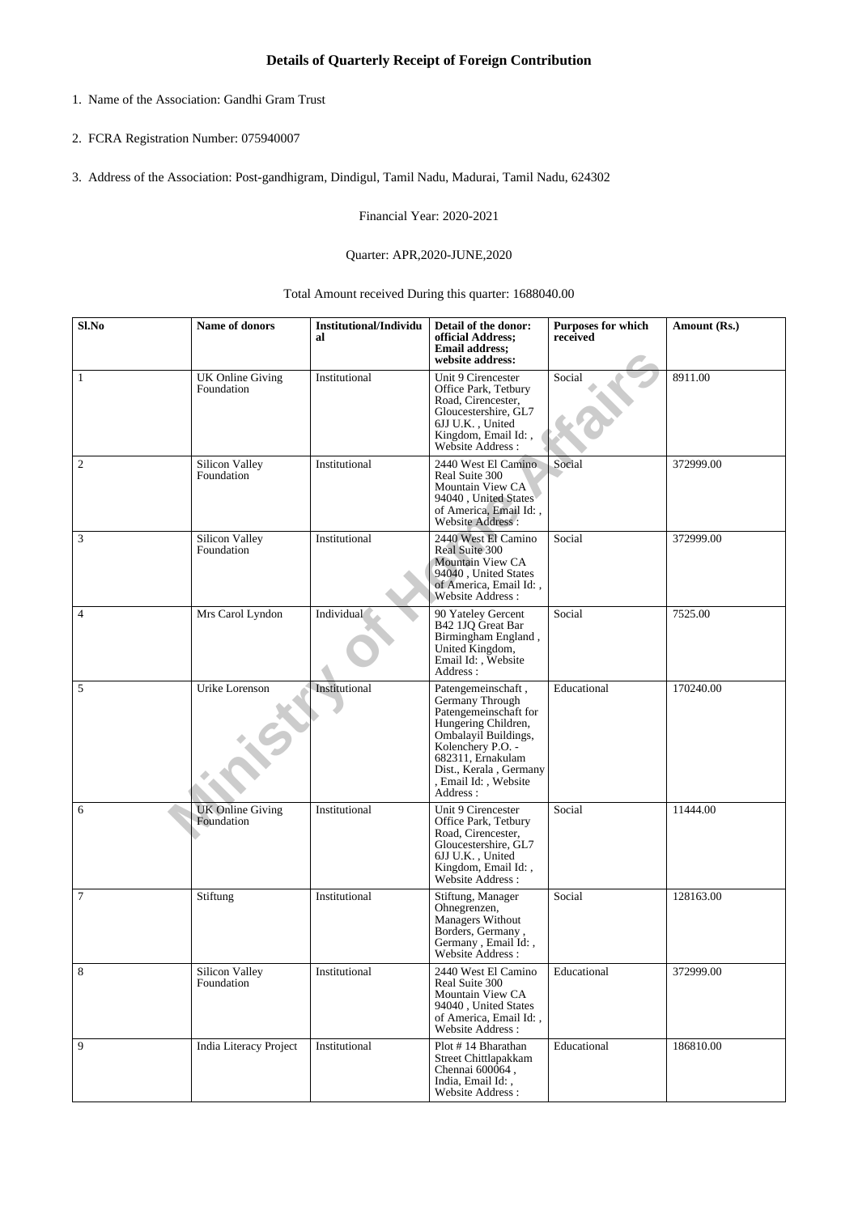# Details of Quarterly Receipt of Foreign Contribution

1. Name of the Association: Gandhi Gram Trust

2. FCRA Registration Number: 075940007

3. Address of the Association: Post-gandhigram, Dindigul, Tamil Nadu, Madurai, Tamil Nadu, 624302

Financial Year: 2020-2021

Quarter: APR,2020-JUNE,2020

Total Amount received During this quarter: 1688040.00

| Sl.No | Name of donors | Institutional/Individual | Detail of the donor: official Address; Email address; website address: | Purposes for which received | Amount (Rs.) |
|---|---|---|---|---|---|
| 1 | UK Online Giving Foundation | Institutional | Unit 9 Cirencester Office Park, Tetbury Road, Cirencester, Gloucestershire, GL7 6JJ U.K. , United Kingdom, Email Id: , Website Address : | Social | 8911.00 |
| 2 | Silicon Valley Foundation | Institutional | 2440 West El Camino Real Suite 300 Mountain View CA 94040 , United States of America, Email Id: , Website Address : | Social | 372999.00 |
| 3 | Silicon Valley Foundation | Institutional | 2440 West El Camino Real Suite 300 Mountain View CA 94040 , United States of America, Email Id: , Website Address : | Social | 372999.00 |
| 4 | Mrs Carol Lyndon | Individual | 90 Yateley Gercent B42 1JQ Great Bar Birmingham England , United Kingdom, Email Id: , Website Address : | Social | 7525.00 |
| 5 | Urike Lorenson | Institutional | Patengemeinschaft , Germany Through Patengemeinschaft for Hungering Children, Ombalayil Buildings, Kolenchery P.O. - 682311, Ernakulam Dist., Kerala , Germany , Email Id: , Website Address : | Educational | 170240.00 |
| 6 | UK Online Giving Foundation | Institutional | Unit 9 Cirencester Office Park, Tetbury Road, Cirencester, Gloucestershire, GL7 6JJ U.K. , United Kingdom, Email Id: , Website Address : | Social | 11444.00 |
| 7 | Stiftung | Institutional | Stiftung, Manager Ohnegrenzen, Managers Without Borders, Germany , Germany , Email Id: , Website Address : | Social | 128163.00 |
| 8 | Silicon Valley Foundation | Institutional | 2440 West El Camino Real Suite 300 Mountain View CA 94040 , United States of America, Email Id: , Website Address : | Educational | 372999.00 |
| 9 | India Literacy Project | Institutional | Plot # 14 Bharathan Street Chittlapakkam Chennai 600064 , India, Email Id: , Website Address : | Educational | 186810.00 |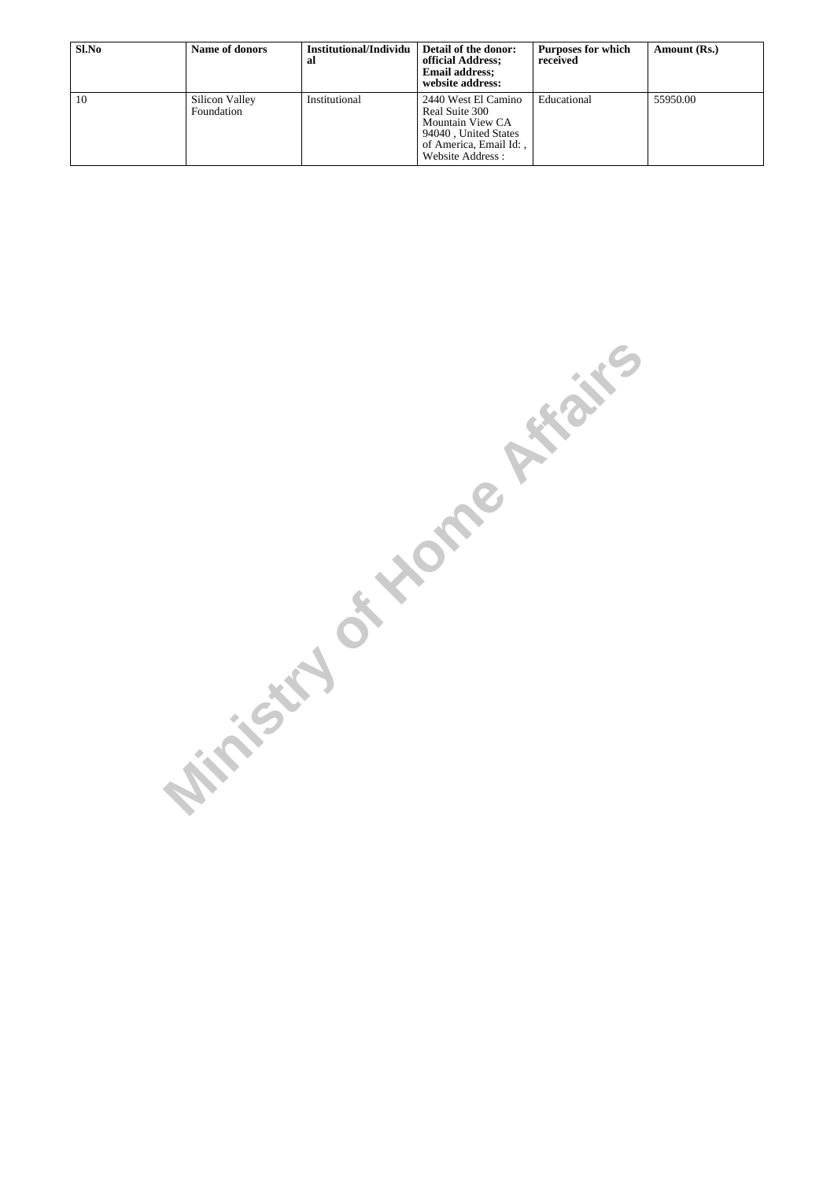| Sl.No | Name of donors | Institutional/Individual | Detail of the donor: official Address; Email address; website address: | Purposes for which received | Amount (Rs.) |
| --- | --- | --- | --- | --- | --- |
| 10 | Silicon Valley Foundation | Institutional | 2440 West El Camino Real Suite 300 Mountain View CA 94040 , United States of America, Email Id: , Website Address : | Educational | 55950.00 |